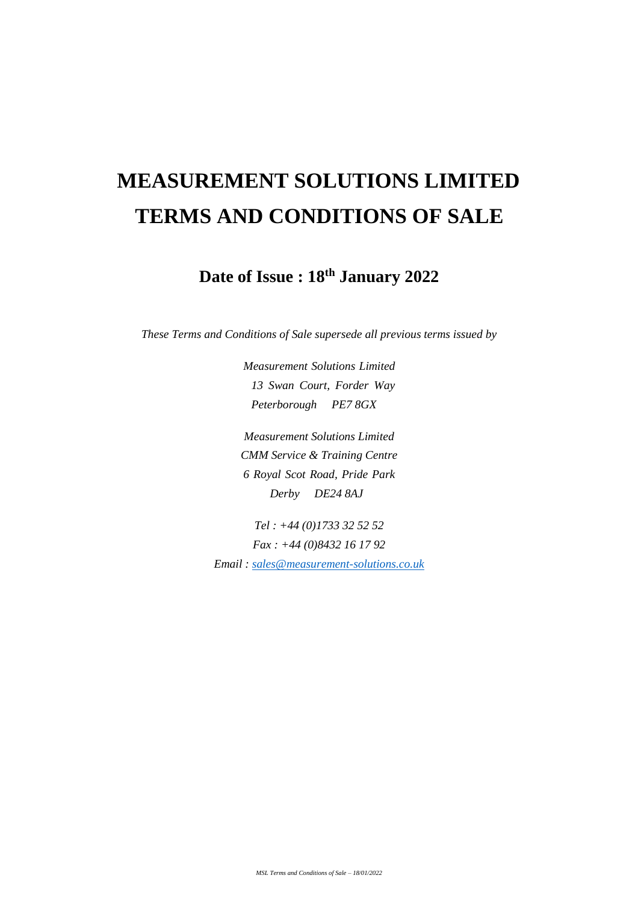# MEASUREMENT SOLUTIONS LIMITED
# TERMS AND CONDITIONS OF SALE

## Date of Issue : 18th January 2022

*These Terms and Conditions of Sale supersede all previous terms issued by*

*Measurement Solutions Limited*
*13 Swan Court, Forder Way*
*Peterborough PE7 8GX*

*Measurement Solutions Limited*
*CMM Service & Training Centre*
*6 Royal Scot Road, Pride Park*
*Derby DE24 8AJ*

*Tel : +44 (0)1733 32 52 52*
*Fax : +44 (0)8432 16 17 92*
*Email : sales@measurement-solutions.co.uk*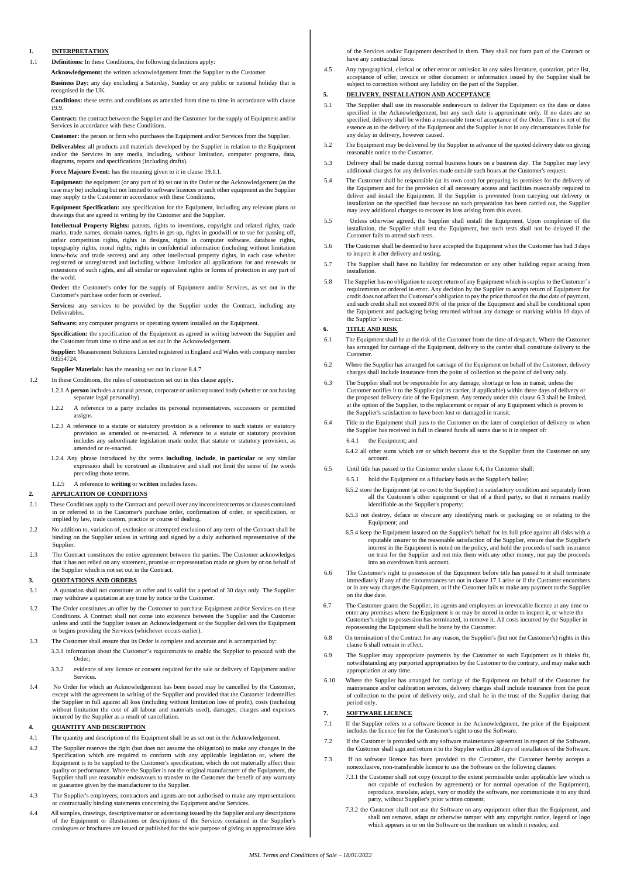## 1. INTERPRETATION

1.1 **Definitions:** In these Conditions, the following definitions apply:

**Acknowledgement:** the written acknowledgement from the Supplier to the Customer.

**Business Day:** any day excluding a Saturday, Sunday or any public or national holiday that is recognised in the UK.

**Conditions:** these terms and conditions as amended from time to time in accordance with clause 19.9.

**Contract:** the contract between the Supplier and the Customer for the supply of Equipment and/or Services in accordance with these Conditions.

**Customer:** the person or firm who purchases the Equipment and/or Services from the Supplier.

**Deliverables:** all products and materials developed by the Supplier in relation to the Equipment and/or the Services in any media, including, without limitation, computer programs, data, diagrams, reports and specifications (including drafts).

**Force Majeure Event:** has the meaning given to it in clause 19.1.1.

**Equipment:** the equipment (or any part of it) set out in the Order or the Acknowledgement (as the case may be) including but not limited to software licences or such other equipment as the Supplier may supply to the Customer in accordance with these Conditions.

**Equipment Specification:** any specification for the Equipment, including any relevant plans or drawings that are agreed in writing by the Customer and the Supplier.

**Intellectual Property Rights:** patents, rights to inventions, copyright and related rights, trade marks, trade names, domain names, rights in get-up, rights in goodwill or to sue for passing off, unfair competition rights, rights in designs, rights in computer software, database rights, topography rights, moral rights, rights in confidential information (including without limitation know-how and trade secrets) and any other intellectual property rights, in each case whether registered or unregistered and including without limitation all applications for and renewals or extensions of such rights, and all similar or equivalent rights or forms of protection in any part of the world.

**Order:** the Customer's order for the supply of Equipment and/or Services, as set out in the Customer's purchase order form or overleaf.

**Services:** any services to be provided by the Supplier under the Contract, including any Deliverables.

**Software:** any computer programs or operating system installed on the Equipment.

**Specification:** the specification of the Equipment as agreed in writing between the Supplier and the Customer from time to time and as set out in the Acknowledgement.

**Supplier:** Measurement Solutions Limited registered in England and Wales with company number 03554724.

**Supplier Materials:** has the meaning set out in clause 8.4.7.

1.2 In these Conditions, the rules of construction set out in this clause apply.

1.2.1 A **person** includes a natural person, corporate or unincorporated body (whether or not having separate legal personality).

1.2.2 A reference to a party includes its personal representatives, successors or permitted assigns.

1.2.3 A reference to a statute or statutory provision is a reference to such statute or statutory provision as amended or re-enacted. A reference to a statute or statutory provision includes any subordinate legislation made under that statute or statutory provision, as amended or re-enacted.

1.2.4 Any phrase introduced by the terms **including**, **include**, **in particular** or any similar expression shall be construed as illustrative and shall not limit the sense of the words preceding those terms.

1.2.5 A reference to **writing** or **written** includes faxes.

## 2. APPLICATION OF CONDITIONS

2.1 These Conditions apply to the Contract and prevail over any inconsistent terms or clauses contained in or referred to in the Customer's purchase order, confirmation of order, or specification, or implied by law, trade custom, practice or course of dealing.

2.2 No addition to, variation of, exclusion or attempted exclusion of any term of the Contract shall be binding on the Supplier unless in writing and signed by a duly authorised representative of the Supplier.

2.3 The Contract constitutes the entire agreement between the parties. The Customer acknowledges that it has not relied on any statement, promise or representation made or given by or on behalf of the Supplier which is not set out in the Contract.

## 3. QUOTATIONS AND ORDERS

3.1 A quotation shall not constitute an offer and is valid for a period of 30 days only. The Supplier may withdraw a quotation at any time by notice to the Customer.

3.2 The Order constitutes an offer by the Customer to purchase Equipment and/or Services on these Conditions. A Contract shall not come into existence between the Supplier and the Customer unless and until the Supplier issues an Acknowledgement or the Supplier delivers the Equipment or begins providing the Services (whichever occurs earlier).

3.3 The Customer shall ensure that its Order is complete and accurate and is accompanied by:

3.3.1 information about the Customer's requirements to enable the Supplier to proceed with the Order;

3.3.2 evidence of any licence or consent required for the sale or delivery of Equipment and/or Services.

3.4 No Order for which an Acknowledgement has been issued may be cancelled by the Customer, except with the agreement in writing of the Supplier and provided that the Customer indemnifies the Supplier in full against all loss (including without limitation loss of profit), costs (including without limitation the cost of all labour and materials used), damages, charges and expenses incurred by the Supplier as a result of cancellation.

## 4. QUANTITY AND DESCRIPTION

4.1 The quantity and description of the Equipment shall be as set out in the Acknowledgement.

4.2 The Supplier reserves the right (but does not assume the obligation) to make any changes in the Specification which are required to conform with any applicable legislation or, where the Equipment is to be supplied to the Customer's specification, which do not materially affect their quality or performance. Where the Supplier is not the original manufacturer of the Equipment, the Supplier shall use reasonable endeavours to transfer to the Customer the benefit of any warranty or guarantee given by the manufacturer to the Supplier.

4.3 The Supplier's employees, contractors and agents are not authorised to make any representations or contractually binding statements concerning the Equipment and/or Services.

4.4 All samples, drawings, descriptive matter or advertising issued by the Supplier and any descriptions of the Equipment or illustrations or descriptions of the Services contained in the Supplier's catalogues or brochures are issued or published for the sole purpose of giving an approximate idea of the Services and/or Equipment described in them. They shall not form part of the Contract or have any contractual force.

4.5 Any typographical, clerical or other error or omission in any sales literature, quotation, price list, acceptance of offer, invoice or other document or information issued by the Supplier shall be subject to correction without any liability on the part of the Supplier.

## 5. DELIVERY, INSTALLATION AND ACCEPTANCE

5.1 The Supplier shall use its reasonable endeavours to deliver the Equipment on the date or dates specified in the Acknowledgement, but any such date is approximate only. If no dates are so specified, delivery shall be within a reasonable time of acceptance of the Order. Time is not of the essence as to the delivery of the Equipment and the Supplier is not in any circumstances liable for any delay in delivery, however caused.

5.2 The Equipment may be delivered by the Supplier in advance of the quoted delivery date on giving reasonable notice to the Customer.

5.3 Delivery shall be made during normal business hours on a business day. The Supplier may levy additional charges for any deliveries made outside such hours at the Customer's request.

5.4 The Customer shall be responsible (at its own cost) for preparing its premises for the delivery of the Equipment and for the provision of all necessary access and facilities reasonably required to deliver and install the Equipment. If the Supplier is prevented from carrying out delivery or installation on the specified date because no such preparation has been carried out, the Supplier may levy additional charges to recover its loss arising from this event.

5.5 Unless otherwise agreed, the Supplier shall install the Equipment. Upon completion of the installation, the Supplier shall test the Equipment, but such tests shall not be delayed if the Customer fails to attend such tests.

5.6 The Customer shall be deemed to have accepted the Equipment when the Customer has had 3 days to inspect it after delivery and testing.

5.7 The Supplier shall have no liability for redecoration or any other building repair arising from installation.

5.8 The Supplier has no obligation to accept return of any Equipment which is surplus to the Customer's requirements or ordered in error. Any decision by the Supplier to accept return of Equipment for credit does not affect the Customer's obligation to pay the price thereof on the due date of payment, and such credit shall not exceed 80% of the price of the Equipment and shall be conditional upon the Equipment and packaging being returned without any damage or marking within 10 days of the Supplier's invoice.

## 6. TITLE AND RISK

6.1 The Equipment shall be at the risk of the Customer from the time of despatch. Where the Customer has arranged for carriage of the Equipment, delivery to the carrier shall constitute delivery to the Customer.

6.2 Where the Supplier has arranged for carriage of the Equipment on behalf of the Customer, delivery charges shall include insurance from the point of collection to the point of delivery only.

6.3 The Supplier shall not be responsible for any damage, shortage or loss in transit, unless the Customer notifies it to the Supplier (or its carrier, if applicable) within three days of delivery or the proposed delivery date of the Equipment. Any remedy under this clause 6.3 shall be limited, at the option of the Supplier, to the replacement or repair of any Equipment which is proven to the Supplier's satisfaction to have been lost or damaged in transit.

6.4 Title to the Equipment shall pass to the Customer on the later of completion of delivery or when the Supplier has received in full in cleared funds all sums due to it in respect of:

6.4.1 the Equipment; and

6.4.2 all other sums which are or which become due to the Supplier from the Customer on any account.

6.5 Until title has passed to the Customer under clause 6.4, the Customer shall:

6.5.1 hold the Equipment on a fiduciary basis as the Supplier's bailee;

6.5.2 store the Equipment (at no cost to the Supplier) in satisfactory condition and separately from all the Customer's other equipment or that of a third party, so that it remains readily identifiable as the Supplier's property;

6.5.3 not destroy, deface or obscure any identifying mark or packaging on or relating to the Equipment; and

6.5.4 keep the Equipment insured on the Supplier's behalf for its full price against all risks with a reputable insurer to the reasonable satisfaction of the Supplier, ensure that the Supplier's interest in the Equipment is noted on the policy, and hold the proceeds of such insurance on trust for the Supplier and not mix them with any other money, nor pay the proceeds into an overdrawn bank account.

6.6 The Customer's right to possession of the Equipment before title has passed to it shall terminate immediately if any of the circumstances set out in clause 17.1 arise or if the Customer encumbers or in any way charges the Equipment, or if the Customer fails to make any payment to the Supplier on the due date.

6.7 The Customer grants the Supplier, its agents and employees an irrevocable licence at any time to enter any premises where the Equipment is or may be stored in order to inspect it, or where the Customer's right to possession has terminated, to remove it. All costs incurred by the Supplier in repossessing the Equipment shall be borne by the Customer.

6.8 On termination of the Contract for any reason, the Supplier's (but not the Customer's) rights in this clause 6 shall remain in effect.

6.9 The Supplier may appropriate payments by the Customer to such Equipment as it thinks fit, notwithstanding any purported appropriation by the Customer to the contrary, and may make such appropriation at any time.

6.10 Where the Supplier has arranged for carriage of the Equipment on behalf of the Customer for maintenance and/or calibration services, delivery charges shall include insurance from the point of collection to the point of delivery only, and shall be in the trust of the Supplier during that period only.

## 7. SOFTWARE LICENCE

7.1 If the Supplier refers to a software licence in the Acknowledgment, the price of the Equipment includes the licence fee for the Customer's right to use the Software.

7.2 If the Customer is provided with any software maintenance agreement in respect of the Software, the Customer shall sign and return it to the Supplier within 28 days of installation of the Software.

7.3 If no software licence has been provided to the Customer, the Customer hereby accepts a nonexclusive, non-transferable licence to use the Software on the following clauses:

7.3.1 the Customer shall not copy (except to the extent permissible under applicable law which is not capable of exclusion by agreement) or for normal operation of the Equipment), reproduce, translate, adapt, vary or modify the software, nor communicate it to any third party, without Supplier's prior written consent;

7.3.2 the Customer shall not use the Software on any equipment other than the Equipment, and shall not remove, adapt or otherwise tamper with any copyright notice, legend or logo which appears in or on the Software on the medium on which it resides; and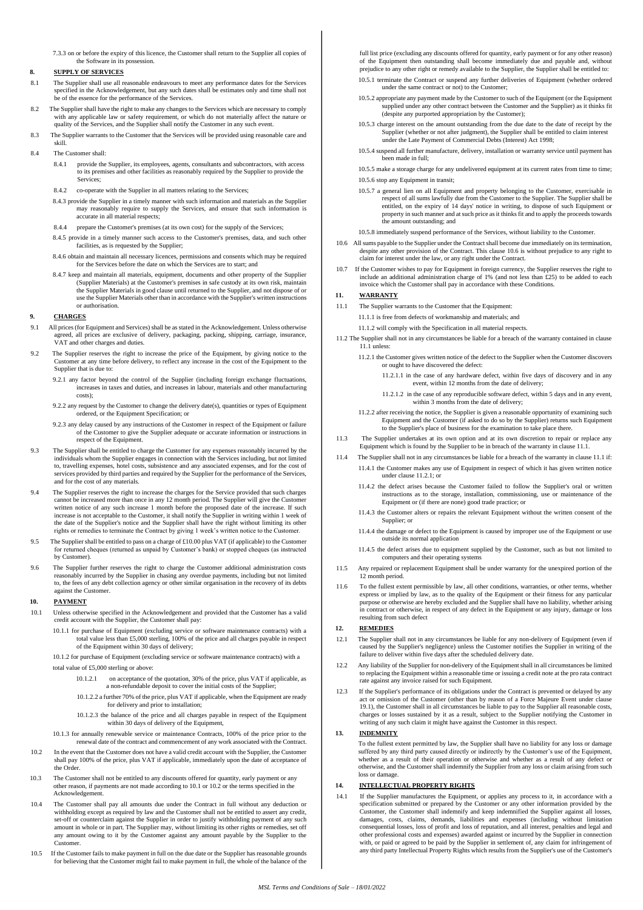7.3.3 on or before the expiry of this licence, the Customer shall return to the Supplier all copies of the Software in its possession.

## 8. SUPPLY OF SERVICES

8.1 The Supplier shall use all reasonable endeavours to meet any performance dates for the Services specified in the Acknowledgement, but any such dates shall be estimates only and time shall not be of the essence for the performance of the Services.

8.2 The Supplier shall have the right to make any changes to the Services which are necessary to comply with any applicable law or safety requirement, or which do not materially affect the nature or quality of the Services, and the Supplier shall notify the Customer in any such event.

8.3 The Supplier warrants to the Customer that the Services will be provided using reasonable care and skill.

8.4 The Customer shall:

8.4.1 provide the Supplier, its employees, agents, consultants and subcontractors, with access to its premises and other facilities as reasonably required by the Supplier to provide the Services;

8.4.2 co-operate with the Supplier in all matters relating to the Services;

8.4.3 provide the Supplier in a timely manner with such information and materials as the Supplier may reasonably require to supply the Services, and ensure that such information is accurate in all material respects;

8.4.4 prepare the Customer's premises (at its own cost) for the supply of the Services;

8.4.5 provide in a timely manner such access to the Customer's premises, data, and such other facilities, as is requested by the Supplier;

8.4.6 obtain and maintain all necessary licences, permissions and consents which may be required for the Services before the date on which the Services are to start; and

8.4.7 keep and maintain all materials, equipment, documents and other property of the Supplier (Supplier Materials) at the Customer's premises in safe custody at its own risk, maintain the Supplier Materials in good condition until returned to the Supplier, and not dispose of or use the Supplier Materials other than in accordance with the Supplier's written instructions or authorisation.

## 9. CHARGES

9.1 All prices (for Equipment and Services) shall be as stated in the Acknowledgement. Unless otherwise agreed, all prices are exclusive of delivery, packaging, packing, shipping, carriage, insurance, VAT and other charges and duties.

9.2 The Supplier reserves the right to increase the price of the Equipment, by giving notice to the Customer at any time before delivery, to reflect any increase in the cost of the Equipment to the Supplier that is due to:

9.2.1 any factor beyond the control of the Supplier (including foreign exchange fluctuations, increases in taxes and duties, and increases in labour, materials and other manufacturing costs);

9.2.2 any request by the Customer to change the delivery date(s), quantities or types of Equipment ordered, or the Equipment Specification; or

9.2.3 any delay caused by any instructions of the Customer in respect of the Equipment or failure of the Customer to give the Supplier adequate or accurate information or instructions in respect of the Equipment.

9.3 The Supplier shall be entitled to charge the Customer for any expenses reasonably incurred by the individuals whom the Supplier engages in connection with the Services including, but not limited to, travelling expenses, hotel costs, subsistence and any associated expenses, and for the cost of services provided by third parties and required by the Supplier for the performance of the Services, and for the cost of any materials.

9.4 The Supplier reserves the right to increase the charges for the Service provided that such charges cannot be increased more than once in any 12 month period. The Supplier will give the Customer written notice of any such increase 1 month before the proposed date of the increase. If such increase is not acceptable to the Customer, it shall notify the Supplier in writing within 1 week of the date of the Supplier's notice and the Supplier shall have the right without limiting its other rights or remedies to terminate the Contract by giving 1 week's written notice to the Customer.

9.5 The Supplier shall be entitled to pass on a charge of £10.00 plus VAT (if applicable) to the Customer for returned cheques (returned as unpaid by Customer's bank) or stopped cheques (as instructed by Customer).

9.6 The Supplier further reserves the right to charge the Customer additional administration costs reasonably incurred by the Supplier in chasing any overdue payments, including but not limited to, the fees of any debt collection agency or other similar organisation in the recovery of its debts against the Customer.

## 10. PAYMENT

10.1 Unless otherwise specified in the Acknowledgement and provided that the Customer has a valid credit account with the Supplier, the Customer shall pay:

10.1.1 for purchase of Equipment (excluding service or software maintenance contracts) with a total value less than £5,000 sterling, 100% of the price and all charges payable in respect of the Equipment within 30 days of delivery;

10.1.2 for purchase of Equipment (excluding service or software maintenance contracts) with a total value of £5,000 sterling or above:

10.1.2.1 on acceptance of the quotation, 30% of the price, plus VAT if applicable, as a non-refundable deposit to cover the initial costs of the Supplier;

10.1.2.2 a further 70% of the price, plus VAT if applicable, when the Equipment are ready for delivery and prior to installation;

10.1.2.3 the balance of the price and all charges payable in respect of the Equipment within 30 days of delivery of the Equipment,

10.1.3 for annually renewable service or maintenance Contracts, 100% of the price prior to the renewal date of the contract and commencement of any work associated with the Contract.

10.2 In the event that the Customer does not have a valid credit account with the Supplier, the Customer shall pay 100% of the price, plus VAT if applicable, immediately upon the date of acceptance of the Order.

10.3 The Customer shall not be entitled to any discounts offered for quantity, early payment or any other reason, if payments are not made according to 10.1 or 10.2 or the terms specified in the Acknowledgement.

10.4 The Customer shall pay all amounts due under the Contract in full without any deduction or withholding except as required by law and the Customer shall not be entitled to assert any credit, set-off or counterclaim against the Supplier in order to justify withholding payment of any such amount in whole or in part. The Supplier may, without limiting its other rights or remedies, set off any amount owing to it by the Customer against any amount payable by the Supplier to the Customer.

10.5 If the Customer fails to make payment in full on the due date or the Supplier has reasonable grounds for believing that the Customer might fail to make payment in full, the whole of the balance of the full list price (excluding any discounts offered for quantity, early payment or for any other reason) of the Equipment then outstanding shall become immediately due and payable and, without prejudice to any other right or remedy available to the Supplier, the Supplier shall be entitled to:

10.5.1 terminate the Contract or suspend any further deliveries of Equipment (whether ordered under the same contract or not) to the Customer;

10.5.2 appropriate any payment made by the Customer to such of the Equipment (or the Equipment supplied under any other contract between the Customer and the Supplier) as it thinks fit (despite any purported appropriation by the Customer);

10.5.3 charge interest on the amount outstanding from the due date to the date of receipt by the Supplier (whether or not after judgment), the Supplier shall be entitled to claim interest under the Late Payment of Commercial Debts (Interest) Act 1998;

10.5.4 suspend all further manufacture, delivery, installation or warranty service until payment has been made in full;

10.5.5 make a storage charge for any undelivered equipment at its current rates from time to time;

10.5.6 stop any Equipment in transit;

10.5.7 a general lien on all Equipment and property belonging to the Customer, exercisable in respect of all sums lawfully due from the Customer to the Supplier. The Supplier shall be entitled, on the expiry of 14 days' notice in writing, to dispose of such Equipment or property in such manner and at such price as it thinks fit and to apply the proceeds towards the amount outstanding; and

10.5.8 immediately suspend performance of the Services, without liability to the Customer.

10.6 All sums payable to the Supplier under the Contract shall become due immediately on its termination, despite any other provision of the Contract. This clause 10.6 is without prejudice to any right to claim for interest under the law, or any right under the Contract.

10.7 If the Customer wishes to pay for Equipment in foreign currency, the Supplier reserves the right to include an additional administration charge of 1% (and not less than £25) to be added to each invoice which the Customer shall pay in accordance with these Conditions.

## 11. WARRANTY

11.1 The Supplier warrants to the Customer that the Equipment:

11.1.1 is free from defects of workmanship and materials; and

11.1.2 will comply with the Specification in all material respects.

11.2 The Supplier shall not in any circumstances be liable for a breach of the warranty contained in clause 11.1 unless:

11.2.1 the Customer gives written notice of the defect to the Supplier when the Customer discovers or ought to have discovered the defect:

11.2.1.1 in the case of any hardware defect, within five days of discovery and in any event, within 12 months from the date of delivery;

11.2.1.2 in the case of any reproducible software defect, within 5 days and in any event, within 3 months from the date of delivery;

11.2.2 after receiving the notice, the Supplier is given a reasonable opportunity of examining such Equipment and the Customer (if asked to do so by the Supplier) returns such Equipment to the Supplier's place of business for the examination to take place there.

11.3 The Supplier undertakes at its own option and at its own discretion to repair or replace any Equipment which is found by the Supplier to be in breach of the warranty in clause 11.1.

11.4 The Supplier shall not in any circumstances be liable for a breach of the warranty in clause 11.1 if:

11.4.1 the Customer makes any use of Equipment in respect of which it has given written notice under clause 11.2.1; or

11.4.2 the defect arises because the Customer failed to follow the Supplier's oral or written instructions as to the storage, installation, commissioning, use or maintenance of the Equipment or (if there are none) good trade practice; or

11.4.3 the Customer alters or repairs the relevant Equipment without the written consent of the Supplier; or

11.4.4 the damage or defect to the Equipment is caused by improper use of the Equipment or use outside its normal application

11.4.5 the defect arises due to equipment supplied by the Customer, such as but not limited to computers and their operating systems

11.5 Any repaired or replacement Equipment shall be under warranty for the unexpired portion of the 12 month period.

11.6 To the fullest extent permissible by law, all other conditions, warranties, or other terms, whether express or implied by law, as to the quality of the Equipment or their fitness for any particular purpose or otherwise are hereby excluded and the Supplier shall have no liability, whether arising in contract or otherwise, in respect of any defect in the Equipment or any injury, damage or loss resulting from such defect

## 12. REMEDIES

12.1 The Supplier shall not in any circumstances be liable for any non-delivery of Equipment (even if caused by the Supplier's negligence) unless the Customer notifies the Supplier in writing of the failure to deliver within five days after the scheduled delivery date.

12.2 Any liability of the Supplier for non-delivery of the Equipment shall in all circumstances be limited to replacing the Equipment within a reasonable time or issuing a credit note at the pro rata contract rate against any invoice raised for such Equipment.

12.3 If the Supplier's performance of its obligations under the Contract is prevented or delayed by any act or omission of the Customer (other than by reason of a Force Majeure Event under clause 19.1), the Customer shall in all circumstances be liable to pay to the Supplier all reasonable costs, charges or losses sustained by it as a result, subject to the Supplier notifying the Customer in writing of any such claim it might have against the Customer in this respect.

## 13. INDEMNITY

To the fullest extent permitted by law, the Supplier shall have no liability for any loss or damage suffered by any third party caused directly or indirectly by the Customer's use of the Equipment, whether as a result of their operation or otherwise and whether as a result of any defect or otherwise, and the Customer shall indemnify the Supplier from any loss or claim arising from such loss or damage.

## 14. INTELLECTUAL PROPERTY RIGHTS

14.1 If the Supplier manufactures the Equipment, or applies any process to it, in accordance with a specification submitted or prepared by the Customer or any other information provided by the Customer, the Customer shall indemnify and keep indemnified the Supplier against all losses, damages, costs, claims, demands, liabilities and expenses (including without limitation consequential losses, loss of profit and loss of reputation, and all interest, penalties and legal and other professional costs and expenses) awarded against or incurred by the Supplier in connection with, or paid or agreed to be paid by the Supplier in settlement of, any claim for infringement of any third party Intellectual Property Rights which results from the Supplier's use of the Customer's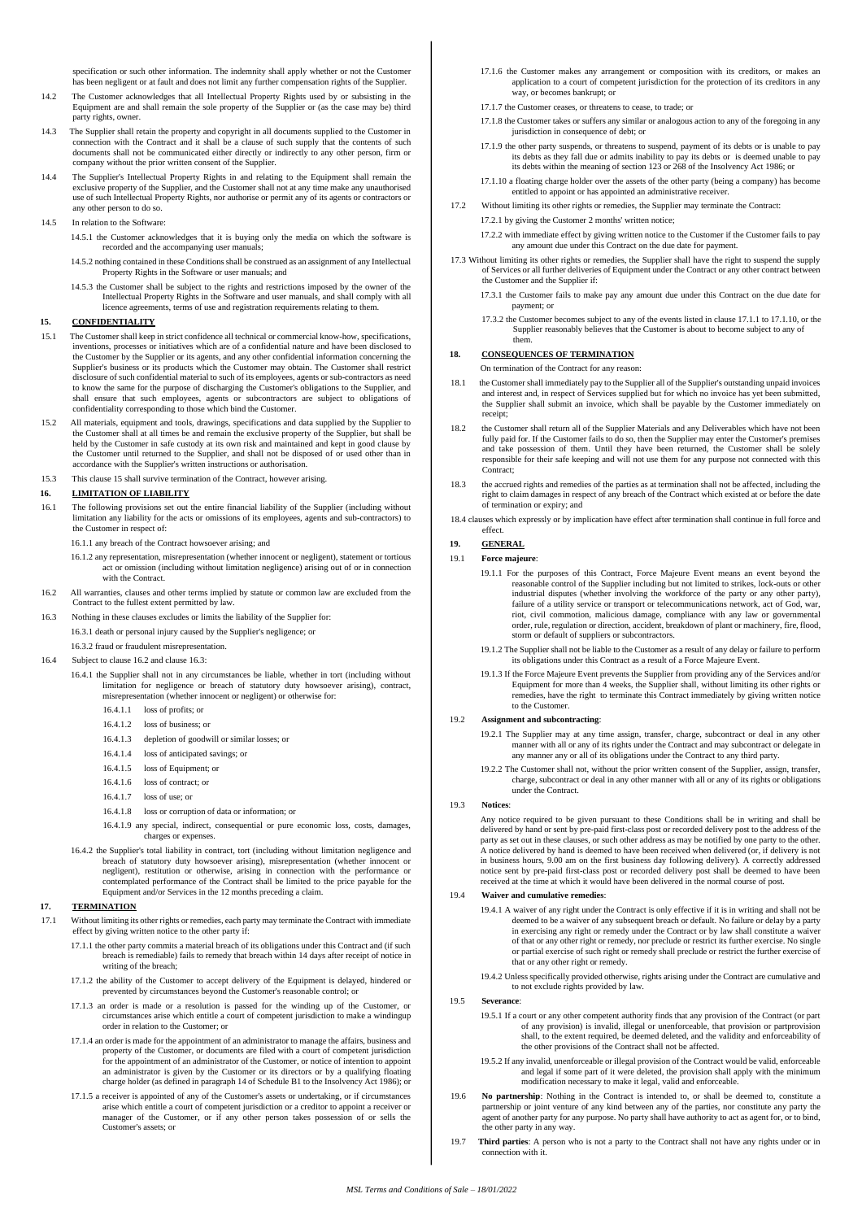specification or such other information. The indemnity shall apply whether or not the Customer has been negligent or at fault and does not limit any further compensation rights of the Supplier.

14.2 The Customer acknowledges that all Intellectual Property Rights used by or subsisting in the Equipment are and shall remain the sole property of the Supplier or (as the case may be) third party rights, owner.

14.3 The Supplier shall retain the property and copyright in all documents supplied to the Customer in connection with the Contract and it shall be a clause of such supply that the contents of such documents shall not be communicated either directly or indirectly to any other person, firm or company without the prior written consent of the Supplier.

14.4 The Supplier's Intellectual Property Rights in and relating to the Equipment shall remain the exclusive property of the Supplier, and the Customer shall not at any time make any unauthorised use of such Intellectual Property Rights, nor authorise or permit any of its agents or contractors or any other person to do so.

14.5 In relation to the Software:

14.5.1 the Customer acknowledges that it is buying only the media on which the software is recorded and the accompanying user manuals;

14.5.2 nothing contained in these Conditions shall be construed as an assignment of any Intellectual Property Rights in the Software or user manuals; and

14.5.3 the Customer shall be subject to the rights and restrictions imposed by the owner of the Intellectual Property Rights in the Software and user manuals, and shall comply with all licence agreements, terms of use and registration requirements relating to them.

## 15. CONFIDENTIALITY

15.1 The Customer shall keep in strict confidence all technical or commercial know-how, specifications, inventions, processes or initiatives which are of a confidential nature and have been disclosed to the Customer by the Supplier or its agents, and any other confidential information concerning the Supplier's business or its products which the Customer may obtain. The Customer shall restrict disclosure of such confidential material to such of its employees, agents or sub-contractors as need to know the same for the purpose of discharging the Customer's obligations to the Supplier, and shall ensure that such employees, agents or subcontractors are subject to obligations of confidentiality corresponding to those which bind the Customer.

15.2 All materials, equipment and tools, drawings, specifications and data supplied by the Supplier to the Customer shall at all times be and remain the exclusive property of the Supplier, but shall be held by the Customer in safe custody at its own risk and maintained and kept in good clause by the Customer until returned to the Supplier, and shall not be disposed of or used other than in accordance with the Supplier's written instructions or authorisation.

15.3 This clause 15 shall survive termination of the Contract, however arising.

## 16. LIMITATION OF LIABILITY

16.1 The following provisions set out the entire financial liability of the Supplier (including without limitation any liability for the acts or omissions of its employees, agents and sub-contractors) to the Customer in respect of:

16.1.1 any breach of the Contract howsoever arising; and

16.1.2 any representation, misrepresentation (whether innocent or negligent), statement or tortious act or omission (including without limitation negligence) arising out of or in connection with the Contract.

16.2 All warranties, clauses and other terms implied by statute or common law are excluded from the Contract to the fullest extent permitted by law.

16.3 Nothing in these clauses excludes or limits the liability of the Supplier for:

16.3.1 death or personal injury caused by the Supplier's negligence; or

16.3.2 fraud or fraudulent misrepresentation.

16.4 Subject to clause 16.2 and clause 16.3:

16.4.1 the Supplier shall not in any circumstances be liable, whether in tort (including without limitation for negligence or breach of statutory duty howsoever arising), contract, misrepresentation (whether innocent or negligent) or otherwise for:

16.4.1.1 loss of profits; or

16.4.1.2 loss of business; or

16.4.1.3 depletion of goodwill or similar losses; or

16.4.1.4 loss of anticipated savings; or

16.4.1.5 loss of Equipment; or

16.4.1.6 loss of contract; or

16.4.1.7 loss of use; or

16.4.1.8 loss or corruption of data or information; or

16.4.1.9 any special, indirect, consequential or pure economic loss, costs, damages, charges or expenses.

16.4.2 the Supplier's total liability in contract, tort (including without limitation negligence and breach of statutory duty howsoever arising), misrepresentation (whether innocent or negligent), restitution or otherwise, arising in connection with the performance or contemplated performance of the Contract shall be limited to the price payable for the Equipment and/or Services in the 12 months preceding a claim.

## 17. TERMINATION

17.1 Without limiting its other rights or remedies, each party may terminate the Contract with immediate effect by giving written notice to the other party if:

17.1.1 the other party commits a material breach of its obligations under this Contract and (if such breach is remediable) fails to remedy that breach within 14 days after receipt of notice in writing of the breach;

17.1.2 the ability of the Customer to accept delivery of the Equipment is delayed, hindered or prevented by circumstances beyond the Customer's reasonable control; or

17.1.3 an order is made or a resolution is passed for the winding up of the Customer, or circumstances arise which entitle a court of competent jurisdiction to make a windingup order in relation to the Customer; or

17.1.4 an order is made for the appointment of an administrator to manage the affairs, business and property of the Customer, or documents are filed with a court of competent jurisdiction for the appointment of an administrator of the Customer, or notice of intention to appoint an administrator is given by the Customer or its directors or by a qualifying floating charge holder (as defined in paragraph 14 of Schedule B1 to the Insolvency Act 1986); or

17.1.5 a receiver is appointed of any of the Customer's assets or undertaking, or if circumstances arise which entitle a court of competent jurisdiction or a creditor to appoint a receiver or manager of the Customer, or if any other person takes possession of or sells the Customer's assets; or

17.1.6 the Customer makes any arrangement or composition with its creditors, or makes an application to a court of competent jurisdiction for the protection of its creditors in any way, or becomes bankrupt; or

17.1.7 the Customer ceases, or threatens to cease, to trade; or

17.1.8 the Customer takes or suffers any similar or analogous action to any of the foregoing in any jurisdiction in consequence of debt; or

17.1.9 the other party suspends, or threatens to suspend, payment of its debts or is unable to pay its debts as they fall due or admits inability to pay its debts or is deemed unable to pay its debts within the meaning of section 123 or 268 of the Insolvency Act 1986; or

17.1.10 a floating charge holder over the assets of the other party (being a company) has become entitled to appoint or has appointed an administrative receiver.

17.2 Without limiting its other rights or remedies, the Supplier may terminate the Contract:

17.2.1 by giving the Customer 2 months' written notice;

17.2.2 with immediate effect by giving written notice to the Customer if the Customer fails to pay any amount due under this Contract on the due date for payment.

17.3 Without limiting its other rights or remedies, the Supplier shall have the right to suspend the supply of Services or all further deliveries of Equipment under the Contract or any other contract between the Customer and the Supplier if:

17.3.1 the Customer fails to make pay any amount due under this Contract on the due date for payment; or

17.3.2 the Customer becomes subject to any of the events listed in clause 17.1.1 to 17.1.10, or the Supplier reasonably believes that the Customer is about to become subject to any of them.

## 18. CONSEQUENCES OF TERMINATION

On termination of the Contract for any reason:

18.1 the Customer shall immediately pay to the Supplier all of the Supplier's outstanding unpaid invoices and interest and, in respect of Services supplied but for which no invoice has yet been submitted, the Supplier shall submit an invoice, which shall be payable by the Customer immediately on receipt;

18.2 the Customer shall return all of the Supplier Materials and any Deliverables which have not been fully paid for. If the Customer fails to do so, then the Supplier may enter the Customer's premises and take possession of them. Until they have been returned, the Customer shall be solely responsible for their safe keeping and will not use them for any purpose not connected with this Contract;

18.3 the accrued rights and remedies of the parties as at termination shall not be affected, including the right to claim damages in respect of any breach of the Contract which existed at or before the date of termination or expiry; and

18.4 clauses which expressly or by implication have effect after termination shall continue in full force and effect.

## 19. GENERAL

19.1 **Force majeure**:

19.1.1 For the purposes of this Contract, Force Majeure Event means an event beyond the reasonable control of the Supplier including but not limited to strikes, lock-outs or other industrial disputes (whether involving the workforce of the party or any other party), failure of a utility service or transport or telecommunications network, act of God, war, riot, civil commotion, malicious damage, compliance with any law or governmental order, rule, regulation or direction, accident, breakdown of plant or machinery, fire, flood, storm or default of suppliers or subcontractors.

19.1.2 The Supplier shall not be liable to the Customer as a result of any delay or failure to perform its obligations under this Contract as a result of a Force Majeure Event.

19.1.3 If the Force Majeure Event prevents the Supplier from providing any of the Services and/or Equipment for more than 4 weeks, the Supplier shall, without limiting its other rights or remedies, have the right to terminate this Contract immediately by giving written notice to the Customer.

19.2 **Assignment and subcontracting**:

19.2.1 The Supplier may at any time assign, transfer, charge, subcontract or deal in any other manner with all or any of its rights under the Contract and may subcontract or delegate in any manner any or all of its obligations under the Contract to any third party.

19.2.2 The Customer shall not, without the prior written consent of the Supplier, assign, transfer, charge, subcontract or deal in any other manner with all or any of its rights or obligations under the Contract.

19.3 **Notices**:

Any notice required to be given pursuant to these Conditions shall be in writing and shall be delivered by hand or sent by pre-paid first-class post or recorded delivery post to the address of the party as set out in these clauses, or such other address as may be notified by one party to the other. A notice delivered by hand is deemed to have been received when delivered (or, if delivery is not in business hours, 9.00 am on the first business day following delivery). A correctly addressed notice sent by pre-paid first-class post or recorded delivery post shall be deemed to have been received at the time at which it would have been delivered in the normal course of post.

19.4 **Waiver and cumulative remedies**:

19.4.1 A waiver of any right under the Contract is only effective if it is in writing and shall not be deemed to be a waiver of any subsequent breach or default. No failure or delay by a party in exercising any right or remedy under the Contract or by law shall constitute a waiver of that or any other right or remedy, nor preclude or restrict its further exercise. No single or partial exercise of such right or remedy shall preclude or restrict the further exercise of that or any other right or remedy.

19.4.2 Unless specifically provided otherwise, rights arising under the Contract are cumulative and to not exclude rights provided by law.

19.5 **Severance**:

19.5.1 If a court or any other competent authority finds that any provision of the Contract (or part of any provision) is invalid, illegal or unenforceable, that provision or partprovision shall, to the extent required, be deemed deleted, and the validity and enforceability of the other provisions of the Contract shall not be affected.

19.5.2 If any invalid, unenforceable or illegal provision of the Contract would be valid, enforceable and legal if some part of it were deleted, the provision shall apply with the minimum modification necessary to make it legal, valid and enforceable.

19.6 **No partnership**: Nothing in the Contract is intended to, or shall be deemed to, constitute a partnership or joint venture of any kind between any of the parties, nor constitute any party the agent of another party for any purpose. No party shall have authority to act as agent for, or to bind, the other party in any way.

19.7 **Third parties**: A person who is not a party to the Contract shall not have any rights under or in connection with it.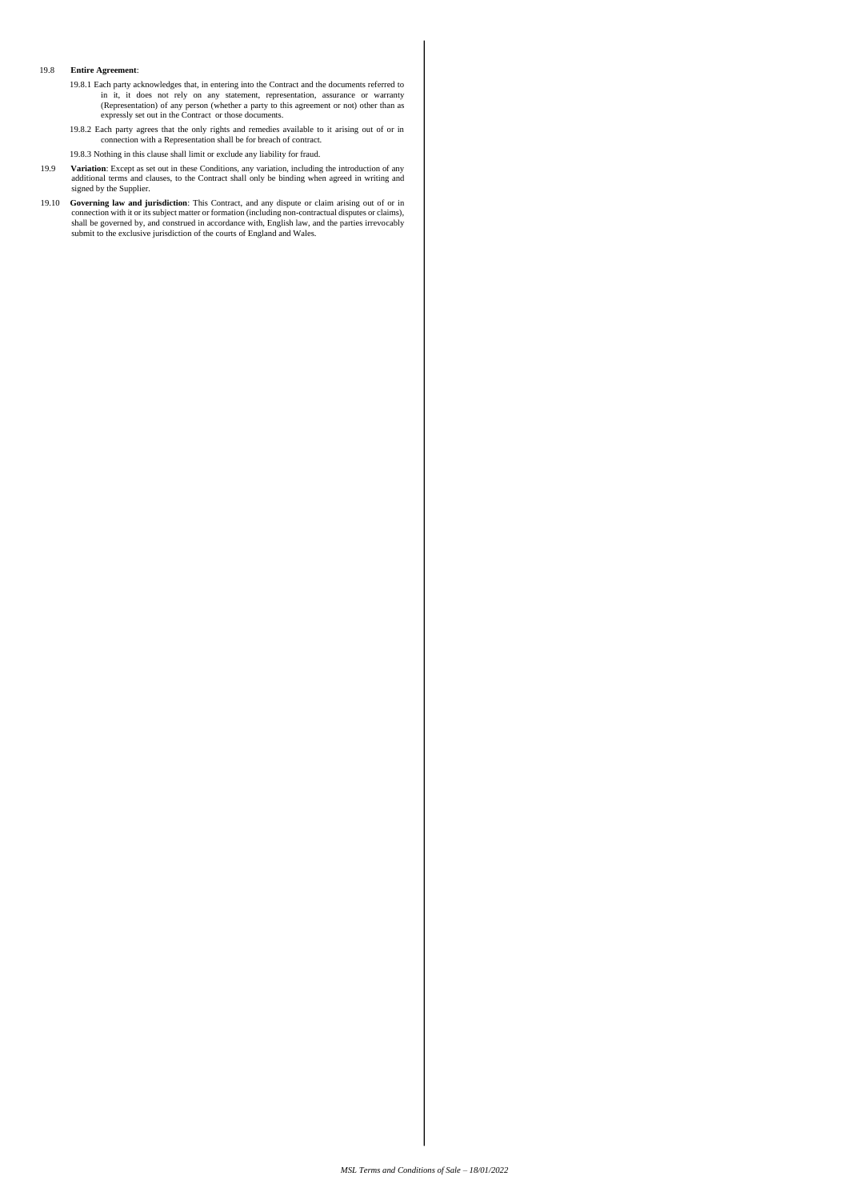19.8 **Entire Agreement**:

19.8.1 Each party acknowledges that, in entering into the Contract and the documents referred to in it, it does not rely on any statement, representation, assurance or warranty (Representation) of any person (whether a party to this agreement or not) other than as expressly set out in the Contract or those documents.

19.8.2 Each party agrees that the only rights and remedies available to it arising out of or in connection with a Representation shall be for breach of contract.

19.8.3 Nothing in this clause shall limit or exclude any liability for fraud.

19.9 **Variation**: Except as set out in these Conditions, any variation, including the introduction of any additional terms and clauses, to the Contract shall only be binding when agreed in writing and signed by the Supplier.

19.10 **Governing law and jurisdiction**: This Contract, and any dispute or claim arising out of or in connection with it or its subject matter or formation (including non-contractual disputes or claims), shall be governed by, and construed in accordance with, English law, and the parties irrevocably submit to the exclusive jurisdiction of the courts of England and Wales.